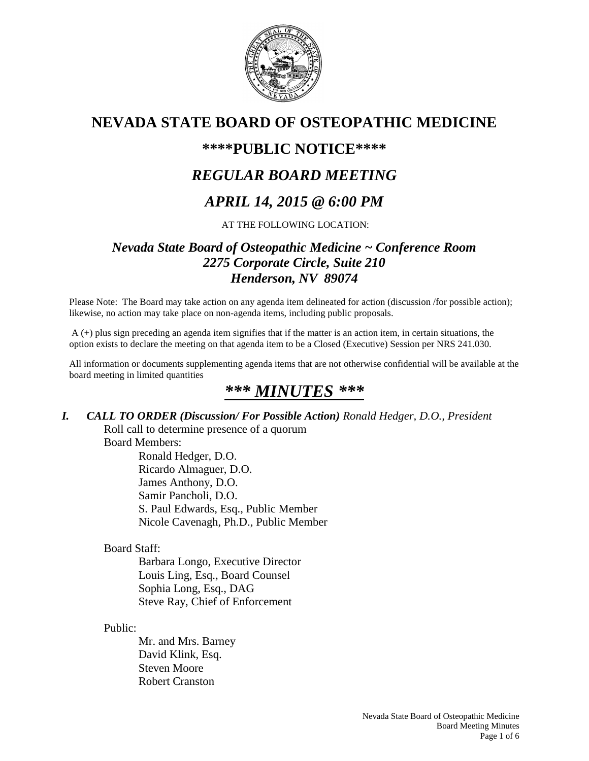# NEVADA STATE BOARD OF OSTEOPATHIC MEDICINE

## ****PUBLIC NOTICE****

## *REGULAR BOARD MEETING*

## *APRIL 14, 2015 @ 6:00 PM*

AT THE FOLLOWING LOCATION:

### *Nevada State Board of Osteopathic Medicine ~ Conference Room*
### *2275 Corporate Circle, Suite 210*
### *Henderson, NV 89074*

Please Note: The Board may take action on any agenda item delineated for action (discussion /for possible action); likewise, no action may take place on non-agenda items, including public proposals.

A (+) plus sign preceding an agenda item signifies that if the matter is an action item, in certain situations, the option exists to declare the meeting on that agenda item to be a Closed (Executive) Session per NRS 241.030.

All information or documents supplementing agenda items that are not otherwise confidential will be available at the board meeting in limited quantities

# ***\*\*\* MINUTES \*\*\****

***I. CALL TO ORDER (Discussion/ For Possible Action)*** *Ronald Hedger, D.O., President*

Roll call to determine presence of a quorum

Board Members:

- Ronald Hedger, D.O.
- Ricardo Almaguer, D.O.
- James Anthony, D.O.
- Samir Pancholi, D.O.
- S. Paul Edwards, Esq., Public Member
- Nicole Cavenagh, Ph.D., Public Member

Board Staff:

- Barbara Longo, Executive Director
- Louis Ling, Esq., Board Counsel
- Sophia Long, Esq., DAG
- Steve Ray, Chief of Enforcement

Public:

- Mr. and Mrs. Barney
- David Klink, Esq.
- Steven Moore
- Robert Cranston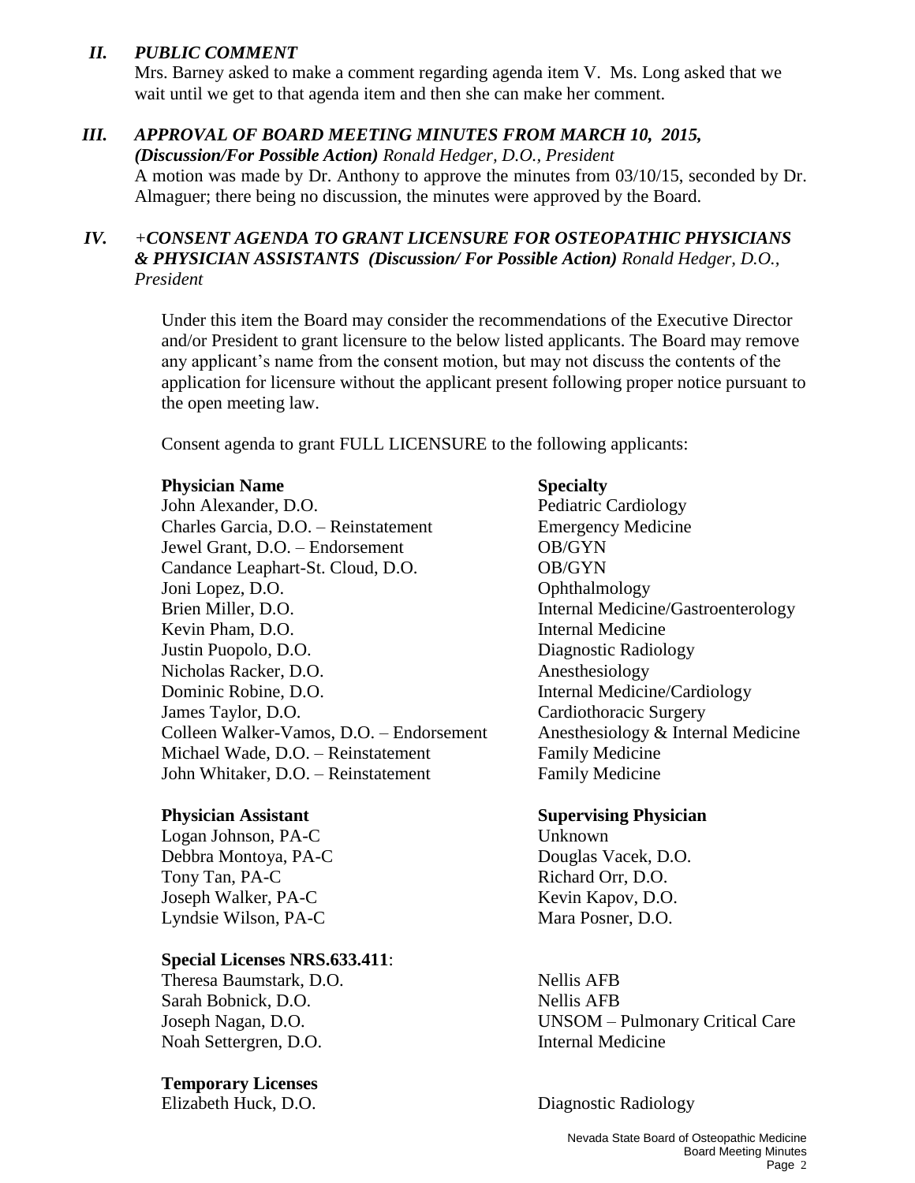## *II. PUBLIC COMMENT*

Mrs. Barney asked to make a comment regarding agenda item V. Ms. Long asked that we wait until we get to that agenda item and then she can make her comment.

## *III. APPROVAL OF BOARD MEETING MINUTES FROM MARCH 10, 2015, (Discussion/For Possible Action) Ronald Hedger, D.O., President*

A motion was made by Dr. Anthony to approve the minutes from 03/10/15, seconded by Dr. Almaguer; there being no discussion, the minutes were approved by the Board.

## *IV. +CONSENT AGENDA TO GRANT LICENSURE FOR OSTEOPATHIC PHYSICIANS & PHYSICIAN ASSISTANTS (Discussion/ For Possible Action) Ronald Hedger, D.O., President*

Under this item the Board may consider the recommendations of the Executive Director and/or President to grant licensure to the below listed applicants. The Board may remove any applicant's name from the consent motion, but may not discuss the contents of the application for licensure without the applicant present following proper notice pursuant to the open meeting law.

Consent agenda to grant FULL LICENSURE to the following applicants:

| **Physician Name** | **Specialty** |
|---|---|
| John Alexander, D.O. | Pediatric Cardiology |
| Charles Garcia, D.O. – Reinstatement | Emergency Medicine |
| Jewel Grant, D.O. – Endorsement | OB/GYN |
| Candance Leaphart-St. Cloud, D.O. | OB/GYN |
| Joni Lopez, D.O. | Ophthalmology |
| Brien Miller, D.O. | Internal Medicine/Gastroenterology |
| Kevin Pham, D.O. | Internal Medicine |
| Justin Puopolo, D.O. | Diagnostic Radiology |
| Nicholas Racker, D.O. | Anesthesiology |
| Dominic Robine, D.O. | Internal Medicine/Cardiology |
| James Taylor, D.O. | Cardiothoracic Surgery |
| Colleen Walker-Vamos, D.O. – Endorsement | Anesthesiology & Internal Medicine |
| Michael Wade, D.O. – Reinstatement | Family Medicine |
| John Whitaker, D.O. – Reinstatement | Family Medicine |

| **Physician Assistant** | **Supervising Physician** |
|---|---|
| Logan Johnson, PA-C | Unknown |
| Debbra Montoya, PA-C | Douglas Vacek, D.O. |
| Tony Tan, PA-C | Richard Orr, D.O. |
| Joseph Walker, PA-C | Kevin Kapov, D.O. |
| Lyndsie Wilson, PA-C | Mara Posner, D.O. |

**Special Licenses NRS.633.411**:

| | |
|---|---|
| Theresa Baumstark, D.O. | Nellis AFB |
| Sarah Bobnick, D.O. | Nellis AFB |
| Joseph Nagan, D.O. | UNSOM – Pulmonary Critical Care |
| Noah Settergren, D.O. | Internal Medicine |

**Temporary Licenses**

| | |
|---|---|
| Elizabeth Huck, D.O. | Diagnostic Radiology |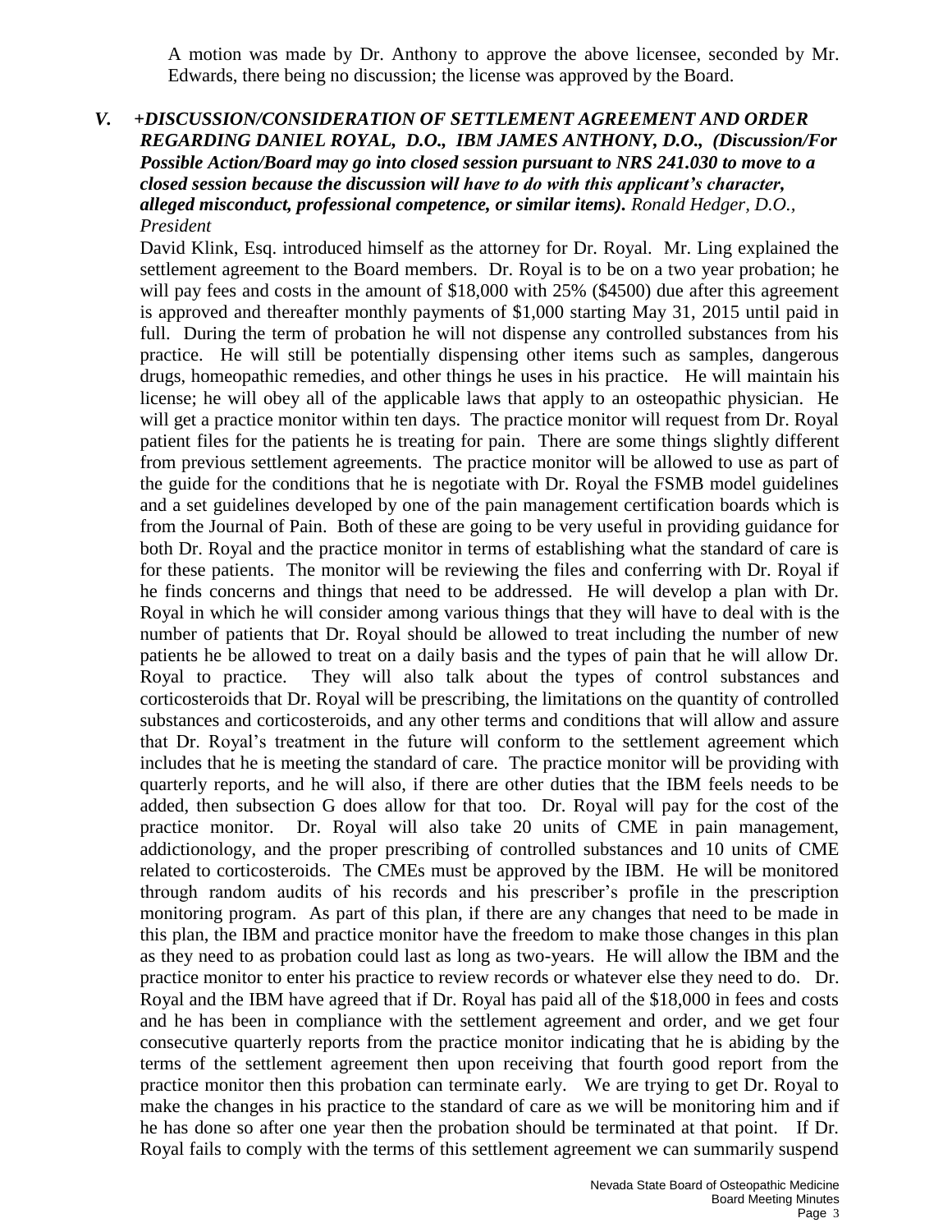A motion was made by Dr. Anthony to approve the above licensee, seconded by Mr. Edwards, there being no discussion; the license was approved by the Board.

### *V. +DISCUSSION/CONSIDERATION OF SETTLEMENT AGREEMENT AND ORDER REGARDING DANIEL ROYAL, D.O., IBM JAMES ANTHONY, D.O., (Discussion/For Possible Action/Board may go into closed session pursuant to NRS 241.030 to move to a closed session because the discussion will have to do with this applicant's character, alleged misconduct, professional competence, or similar items). Ronald Hedger, D.O., President*

David Klink, Esq. introduced himself as the attorney for Dr. Royal. Mr. Ling explained the settlement agreement to the Board members. Dr. Royal is to be on a two year probation; he will pay fees and costs in the amount of $18,000 with 25% ($4500) due after this agreement is approved and thereafter monthly payments of $1,000 starting May 31, 2015 until paid in full. During the term of probation he will not dispense any controlled substances from his practice. He will still be potentially dispensing other items such as samples, dangerous drugs, homeopathic remedies, and other things he uses in his practice. He will maintain his license; he will obey all of the applicable laws that apply to an osteopathic physician. He will get a practice monitor within ten days. The practice monitor will request from Dr. Royal patient files for the patients he is treating for pain. There are some things slightly different from previous settlement agreements. The practice monitor will be allowed to use as part of the guide for the conditions that he is negotiate with Dr. Royal the FSMB model guidelines and a set guidelines developed by one of the pain management certification boards which is from the Journal of Pain. Both of these are going to be very useful in providing guidance for both Dr. Royal and the practice monitor in terms of establishing what the standard of care is for these patients. The monitor will be reviewing the files and conferring with Dr. Royal if he finds concerns and things that need to be addressed. He will develop a plan with Dr. Royal in which he will consider among various things that they will have to deal with is the number of patients that Dr. Royal should be allowed to treat including the number of new patients he be allowed to treat on a daily basis and the types of pain that he will allow Dr. Royal to practice. They will also talk about the types of control substances and corticosteroids that Dr. Royal will be prescribing, the limitations on the quantity of controlled substances and corticosteroids, and any other terms and conditions that will allow and assure that Dr. Royal's treatment in the future will conform to the settlement agreement which includes that he is meeting the standard of care. The practice monitor will be providing with quarterly reports, and he will also, if there are other duties that the IBM feels needs to be added, then subsection G does allow for that too. Dr. Royal will pay for the cost of the practice monitor. Dr. Royal will also take 20 units of CME in pain management, addictionology, and the proper prescribing of controlled substances and 10 units of CME related to corticosteroids. The CMEs must be approved by the IBM. He will be monitored through random audits of his records and his prescriber's profile in the prescription monitoring program. As part of this plan, if there are any changes that need to be made in this plan, the IBM and practice monitor have the freedom to make those changes in this plan as they need to as probation could last as long as two-years. He will allow the IBM and the practice monitor to enter his practice to review records or whatever else they need to do. Dr. Royal and the IBM have agreed that if Dr. Royal has paid all of the $18,000 in fees and costs and he has been in compliance with the settlement agreement and order, and we get four consecutive quarterly reports from the practice monitor indicating that he is abiding by the terms of the settlement agreement then upon receiving that fourth good report from the practice monitor then this probation can terminate early. We are trying to get Dr. Royal to make the changes in his practice to the standard of care as we will be monitoring him and if he has done so after one year then the probation should be terminated at that point. If Dr. Royal fails to comply with the terms of this settlement agreement we can summarily suspend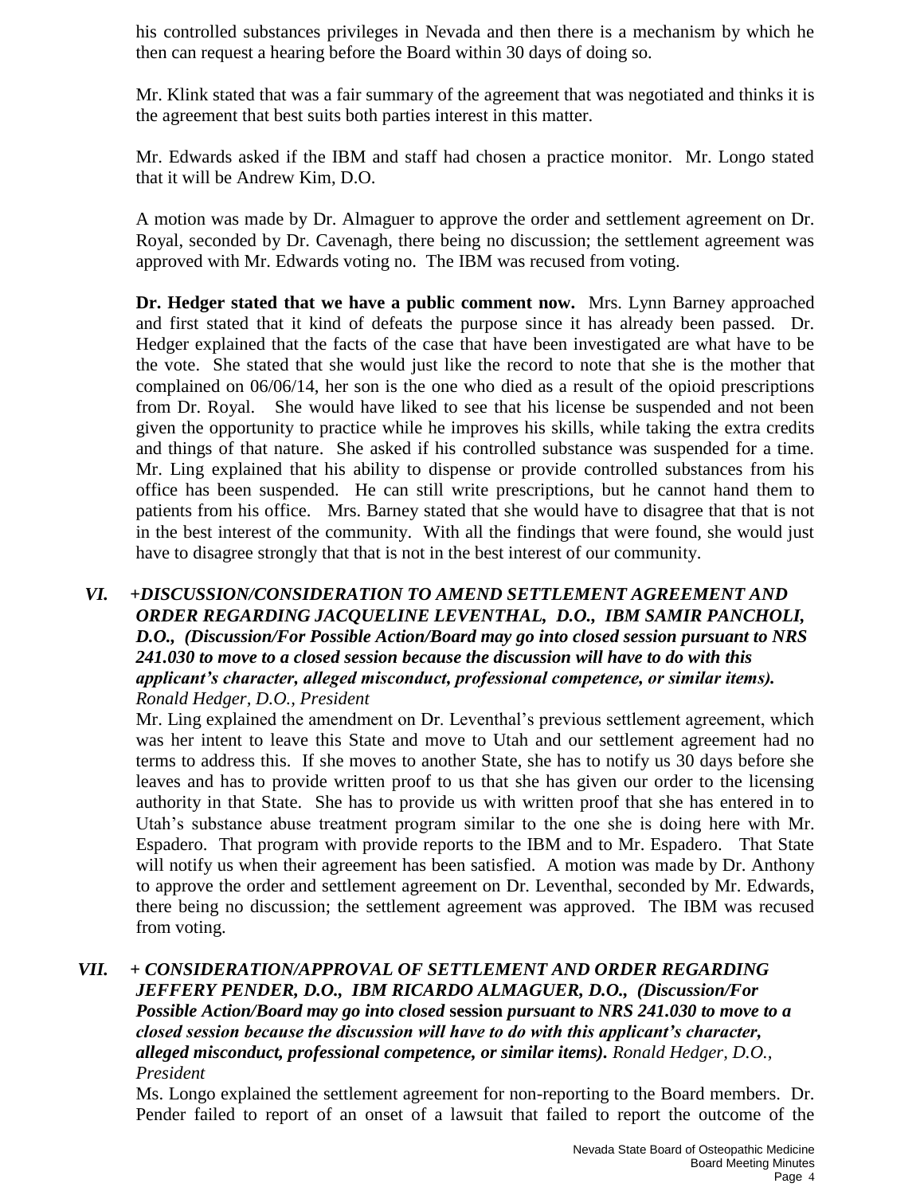his controlled substances privileges in Nevada and then there is a mechanism by which he then can request a hearing before the Board within 30 days of doing so.

Mr. Klink stated that was a fair summary of the agreement that was negotiated and thinks it is the agreement that best suits both parties interest in this matter.

Mr. Edwards asked if the IBM and staff had chosen a practice monitor. Mr. Longo stated that it will be Andrew Kim, D.O.

A motion was made by Dr. Almaguer to approve the order and settlement agreement on Dr. Royal, seconded by Dr. Cavenagh, there being no discussion; the settlement agreement was approved with Mr. Edwards voting no. The IBM was recused from voting.

**Dr. Hedger stated that we have a public comment now.** Mrs. Lynn Barney approached and first stated that it kind of defeats the purpose since it has already been passed. Dr. Hedger explained that the facts of the case that have been investigated are what have to be the vote. She stated that she would just like the record to note that she is the mother that complained on 06/06/14, her son is the one who died as a result of the opioid prescriptions from Dr. Royal. She would have liked to see that his license be suspended and not been given the opportunity to practice while he improves his skills, while taking the extra credits and things of that nature. She asked if his controlled substance was suspended for a time. Mr. Ling explained that his ability to dispense or provide controlled substances from his office has been suspended. He can still write prescriptions, but he cannot hand them to patients from his office. Mrs. Barney stated that she would have to disagree that that is not in the best interest of the community. With all the findings that were found, she would just have to disagree strongly that that is not in the best interest of our community.

***VI. +DISCUSSION/CONSIDERATION TO AMEND SETTLEMENT AGREEMENT AND ORDER REGARDING JACQUELINE LEVENTHAL, D.O., IBM SAMIR PANCHOLI, D.O., (Discussion/For Possible Action/Board may go into closed session pursuant to NRS 241.030 to move to a closed session because the discussion will have to do with this applicant's character, alleged misconduct, professional competence, or similar items).*** *Ronald Hedger, D.O., President*

Mr. Ling explained the amendment on Dr. Leventhal's previous settlement agreement, which was her intent to leave this State and move to Utah and our settlement agreement had no terms to address this. If she moves to another State, she has to notify us 30 days before she leaves and has to provide written proof to us that she has given our order to the licensing authority in that State. She has to provide us with written proof that she has entered in to Utah's substance abuse treatment program similar to the one she is doing here with Mr. Espadero. That program with provide reports to the IBM and to Mr. Espadero. That State will notify us when their agreement has been satisfied. A motion was made by Dr. Anthony to approve the order and settlement agreement on Dr. Leventhal, seconded by Mr. Edwards, there being no discussion; the settlement agreement was approved. The IBM was recused from voting.

***VII. + CONSIDERATION/APPROVAL OF SETTLEMENT AND ORDER REGARDING JEFFERY PENDER, D.O., IBM RICARDO ALMAGUER, D.O., (Discussion/For Possible Action/Board may go into closed* session *pursuant to NRS 241.030 to move to a closed session because the discussion will have to do with this applicant's character, alleged misconduct, professional competence, or similar items).*** *Ronald Hedger, D.O., President*

Ms. Longo explained the settlement agreement for non-reporting to the Board members. Dr. Pender failed to report of an onset of a lawsuit that failed to report the outcome of the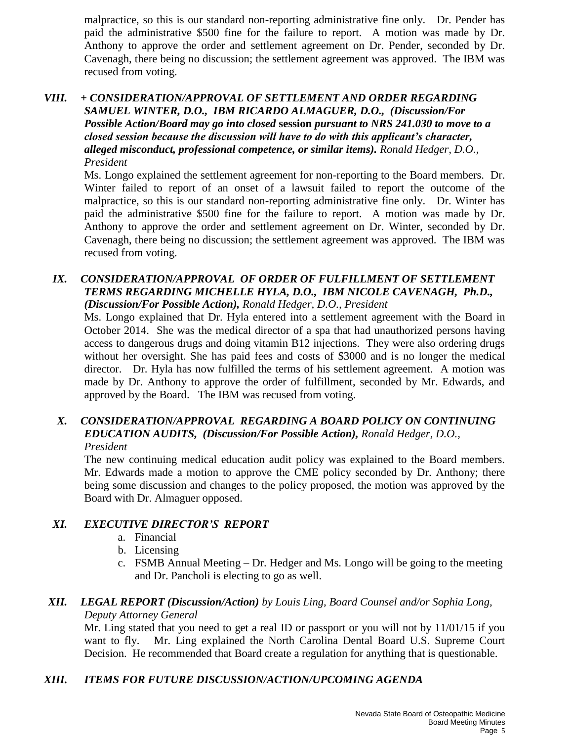malpractice, so this is our standard non-reporting administrative fine only. Dr. Pender has paid the administrative $500 fine for the failure to report. A motion was made by Dr. Anthony to approve the order and settlement agreement on Dr. Pender, seconded by Dr. Cavenagh, there being no discussion; the settlement agreement was approved. The IBM was recused from voting.

## *VIII. + CONSIDERATION/APPROVAL OF SETTLEMENT AND ORDER REGARDING SAMUEL WINTER, D.O., IBM RICARDO ALMAGUER, D.O., (Discussion/For Possible Action/Board may go into closed* session *pursuant to NRS 241.030 to move to a closed session because the discussion will have to do with this applicant's character, alleged misconduct, professional competence, or similar items). Ronald Hedger, D.O., President*

Ms. Longo explained the settlement agreement for non-reporting to the Board members. Dr. Winter failed to report of an onset of a lawsuit failed to report the outcome of the malpractice, so this is our standard non-reporting administrative fine only. Dr. Winter has paid the administrative $500 fine for the failure to report. A motion was made by Dr. Anthony to approve the order and settlement agreement on Dr. Winter, seconded by Dr. Cavenagh, there being no discussion; the settlement agreement was approved. The IBM was recused from voting.

## *IX. CONSIDERATION/APPROVAL OF ORDER OF FULFILLMENT OF SETTLEMENT TERMS REGARDING MICHELLE HYLA, D.O., IBM NICOLE CAVENAGH, Ph.D., (Discussion/For Possible Action), Ronald Hedger, D.O., President*

Ms. Longo explained that Dr. Hyla entered into a settlement agreement with the Board in October 2014. She was the medical director of a spa that had unauthorized persons having access to dangerous drugs and doing vitamin B12 injections. They were also ordering drugs without her oversight. She has paid fees and costs of $3000 and is no longer the medical director. Dr. Hyla has now fulfilled the terms of his settlement agreement. A motion was made by Dr. Anthony to approve the order of fulfillment, seconded by Mr. Edwards, and approved by the Board. The IBM was recused from voting.

## *X. CONSIDERATION/APPROVAL REGARDING A BOARD POLICY ON CONTINUING EDUCATION AUDITS, (Discussion/For Possible Action), Ronald Hedger, D.O., President*

The new continuing medical education audit policy was explained to the Board members. Mr. Edwards made a motion to approve the CME policy seconded by Dr. Anthony; there being some discussion and changes to the policy proposed, the motion was approved by the Board with Dr. Almaguer opposed.

## *XI. EXECUTIVE DIRECTOR'S REPORT*

a. Financial
b. Licensing
c. FSMB Annual Meeting – Dr. Hedger and Ms. Longo will be going to the meeting and Dr. Pancholi is electing to go as well.

## *XII. LEGAL REPORT (Discussion/Action) by Louis Ling, Board Counsel and/or Sophia Long, Deputy Attorney General*

Mr. Ling stated that you need to get a real ID or passport or you will not by 11/01/15 if you want to fly. Mr. Ling explained the North Carolina Dental Board U.S. Supreme Court Decision. He recommended that Board create a regulation for anything that is questionable.

## *XIII. ITEMS FOR FUTURE DISCUSSION/ACTION/UPCOMING AGENDA*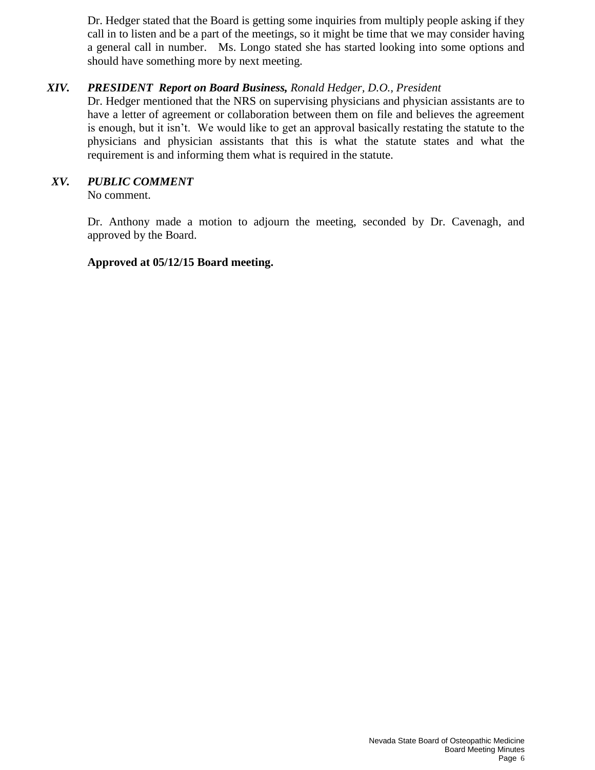Dr. Hedger stated that the Board is getting some inquiries from multiply people asking if they call in to listen and be a part of the meetings, so it might be time that we may consider having a general call in number. Ms. Longo stated she has started looking into some options and should have something more by next meeting.

## XIV. *PRESIDENT Report on Board Business, Ronald Hedger, D.O., President*

Dr. Hedger mentioned that the NRS on supervising physicians and physician assistants are to have a letter of agreement or collaboration between them on file and believes the agreement is enough, but it isn't. We would like to get an approval basically restating the statute to the physicians and physician assistants that this is what the statute states and what the requirement is and informing them what is required in the statute.

## XV. *PUBLIC COMMENT*

No comment.

Dr. Anthony made a motion to adjourn the meeting, seconded by Dr. Cavenagh, and approved by the Board.

**Approved at 05/12/15 Board meeting.**